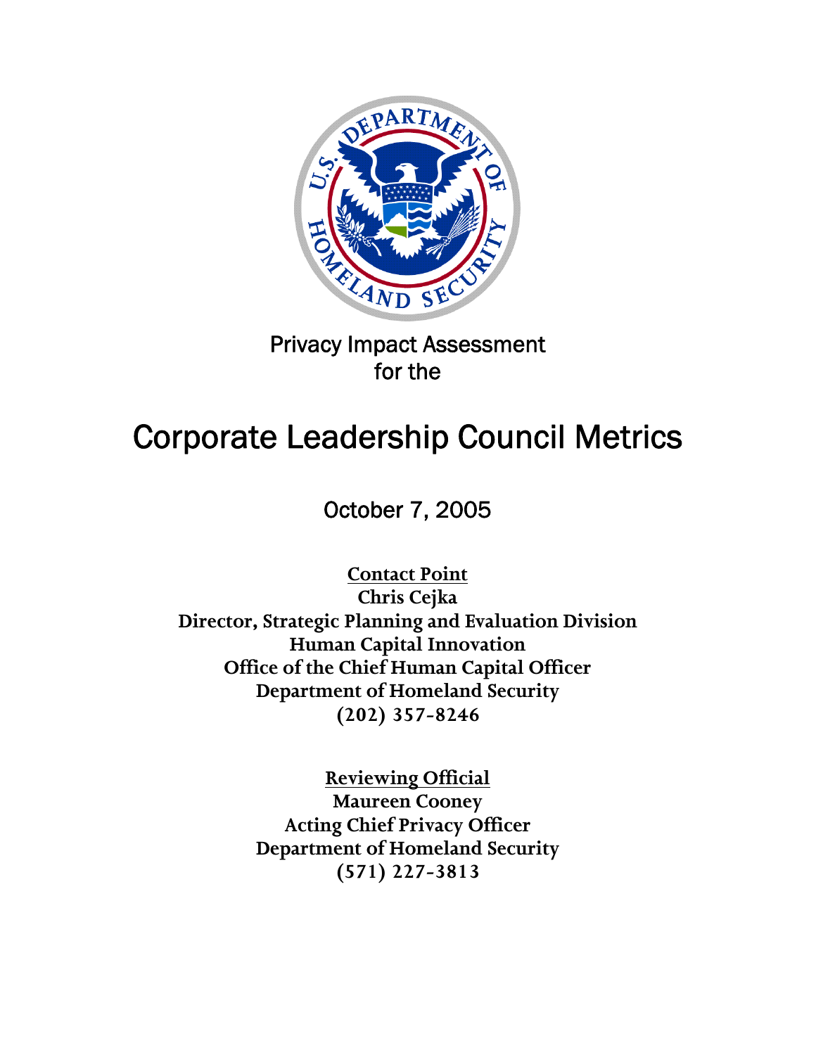Privacy Impact Assessment
for the

# Corporate Leadership Council Metrics

October 7, 2005

**Contact Point**
**Chris Cejka**
**Director, Strategic Planning and Evaluation Division**
**Human Capital Innovation**
**Office of the Chief Human Capital Officer**
**Department of Homeland Security**
**(202) 357-8246**

**Reviewing Official**
**Maureen Cooney**
**Acting Chief Privacy Officer**
**Department of Homeland Security**
**(571) 227-3813**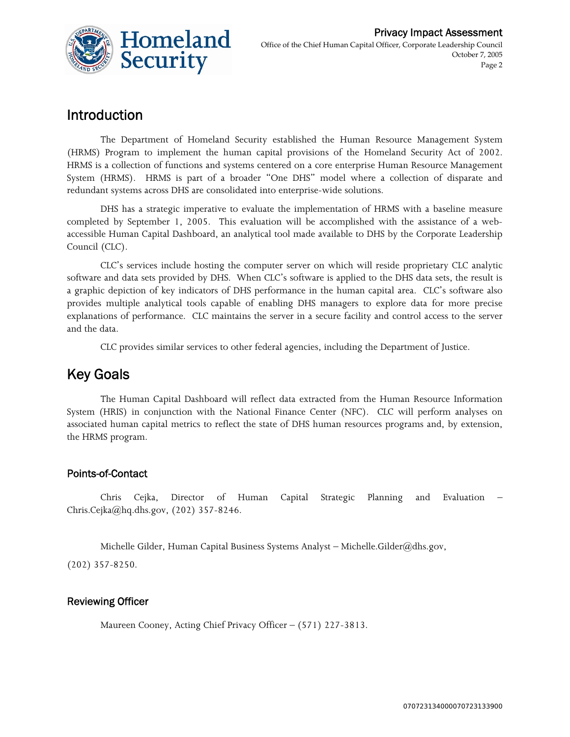## Introduction

The Department of Homeland Security established the Human Resource Management System (HRMS) Program to implement the human capital provisions of the Homeland Security Act of 2002. HRMS is a collection of functions and systems centered on a core enterprise Human Resource Management System (HRMS). HRMS is part of a broader "One DHS" model where a collection of disparate and redundant systems across DHS are consolidated into enterprise-wide solutions.

DHS has a strategic imperative to evaluate the implementation of HRMS with a baseline measure completed by September 1, 2005. This evaluation will be accomplished with the assistance of a web-accessible Human Capital Dashboard, an analytical tool made available to DHS by the Corporate Leadership Council (CLC).

CLC's services include hosting the computer server on which will reside proprietary CLC analytic software and data sets provided by DHS. When CLC's software is applied to the DHS data sets, the result is a graphic depiction of key indicators of DHS performance in the human capital area. CLC's software also provides multiple analytical tools capable of enabling DHS managers to explore data for more precise explanations of performance. CLC maintains the server in a secure facility and control access to the server and the data.

CLC provides similar services to other federal agencies, including the Department of Justice.

## Key Goals

The Human Capital Dashboard will reflect data extracted from the Human Resource Information System (HRIS) in conjunction with the National Finance Center (NFC). CLC will perform analyses on associated human capital metrics to reflect the state of DHS human resources programs and, by extension, the HRMS program.

### Points-of-Contact

Chris Cejka, Director of Human Capital Strategic Planning and Evaluation – Chris.Cejka@hq.dhs.gov, (202) 357-8246.

Michelle Gilder, Human Capital Business Systems Analyst – Michelle.Gilder@dhs.gov, (202) 357-8250.

### Reviewing Officer

Maureen Cooney, Acting Chief Privacy Officer – (571) 227-3813.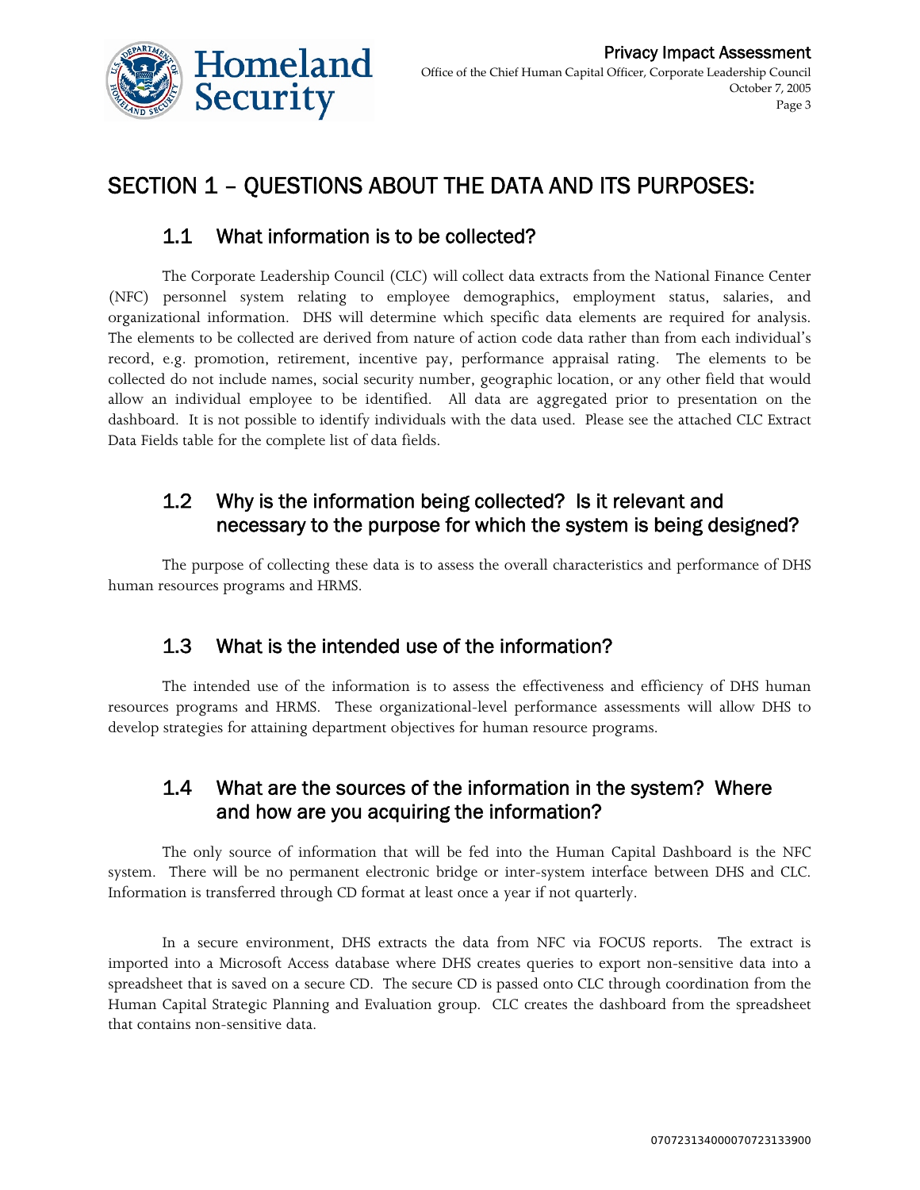# SECTION 1 – QUESTIONS ABOUT THE DATA AND ITS PURPOSES:

## 1.1 What information is to be collected?

The Corporate Leadership Council (CLC) will collect data extracts from the National Finance Center (NFC) personnel system relating to employee demographics, employment status, salaries, and organizational information. DHS will determine which specific data elements are required for analysis. The elements to be collected are derived from nature of action code data rather than from each individual's record, e.g. promotion, retirement, incentive pay, performance appraisal rating. The elements to be collected do not include names, social security number, geographic location, or any other field that would allow an individual employee to be identified. All data are aggregated prior to presentation on the dashboard. It is not possible to identify individuals with the data used. Please see the attached CLC Extract Data Fields table for the complete list of data fields.

## 1.2 Why is the information being collected? Is it relevant and necessary to the purpose for which the system is being designed?

The purpose of collecting these data is to assess the overall characteristics and performance of DHS human resources programs and HRMS.

## 1.3 What is the intended use of the information?

The intended use of the information is to assess the effectiveness and efficiency of DHS human resources programs and HRMS. These organizational-level performance assessments will allow DHS to develop strategies for attaining department objectives for human resource programs.

## 1.4 What are the sources of the information in the system? Where and how are you acquiring the information?

The only source of information that will be fed into the Human Capital Dashboard is the NFC system. There will be no permanent electronic bridge or inter-system interface between DHS and CLC. Information is transferred through CD format at least once a year if not quarterly.

In a secure environment, DHS extracts the data from NFC via FOCUS reports. The extract is imported into a Microsoft Access database where DHS creates queries to export non-sensitive data into a spreadsheet that is saved on a secure CD. The secure CD is passed onto CLC through coordination from the Human Capital Strategic Planning and Evaluation group. CLC creates the dashboard from the spreadsheet that contains non-sensitive data.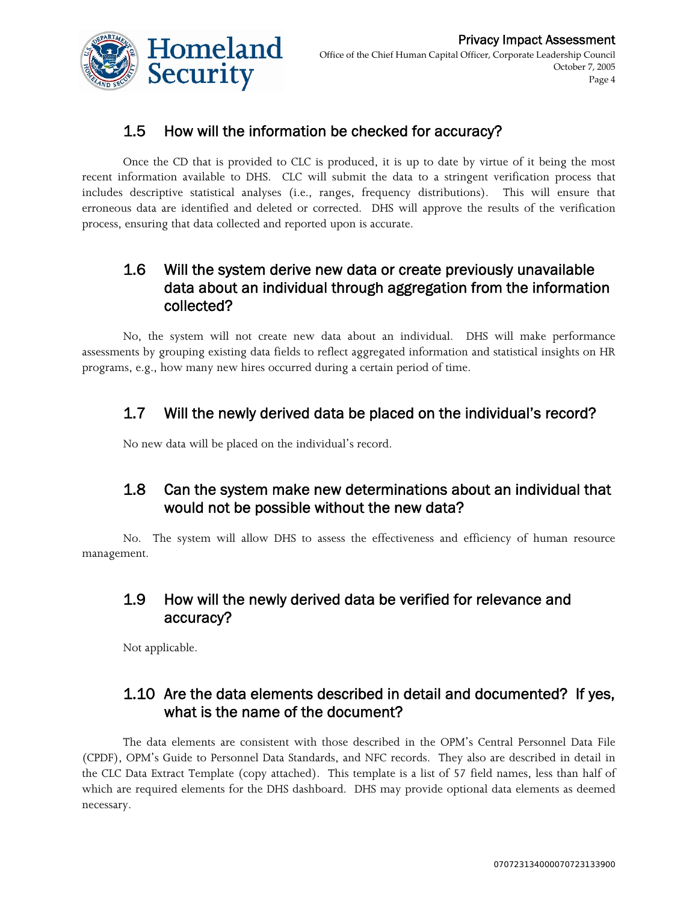## 1.5 How will the information be checked for accuracy?

Once the CD that is provided to CLC is produced, it is up to date by virtue of it being the most recent information available to DHS. CLC will submit the data to a stringent verification process that includes descriptive statistical analyses (i.e., ranges, frequency distributions). This will ensure that erroneous data are identified and deleted or corrected. DHS will approve the results of the verification process, ensuring that data collected and reported upon is accurate.

## 1.6 Will the system derive new data or create previously unavailable data about an individual through aggregation from the information collected?

No, the system will not create new data about an individual. DHS will make performance assessments by grouping existing data fields to reflect aggregated information and statistical insights on HR programs, e.g., how many new hires occurred during a certain period of time.

## 1.7 Will the newly derived data be placed on the individual's record?

No new data will be placed on the individual's record.

## 1.8 Can the system make new determinations about an individual that would not be possible without the new data?

No. The system will allow DHS to assess the effectiveness and efficiency of human resource management.

## 1.9 How will the newly derived data be verified for relevance and accuracy?

Not applicable.

## 1.10 Are the data elements described in detail and documented? If yes, what is the name of the document?

The data elements are consistent with those described in the OPM's Central Personnel Data File (CPDF), OPM's Guide to Personnel Data Standards, and NFC records. They also are described in detail in the CLC Data Extract Template (copy attached). This template is a list of 57 field names, less than half of which are required elements for the DHS dashboard. DHS may provide optional data elements as deemed necessary.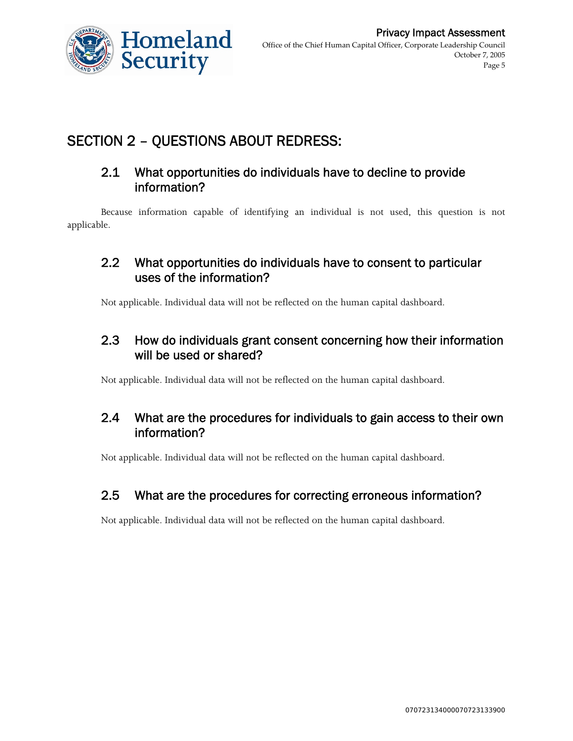## SECTION 2 – QUESTIONS ABOUT REDRESS:

### 2.1 What opportunities do individuals have to decline to provide information?

Because information capable of identifying an individual is not used, this question is not applicable.

### 2.2 What opportunities do individuals have to consent to particular uses of the information?

Not applicable. Individual data will not be reflected on the human capital dashboard.

### 2.3 How do individuals grant consent concerning how their information will be used or shared?

Not applicable. Individual data will not be reflected on the human capital dashboard.

### 2.4 What are the procedures for individuals to gain access to their own information?

Not applicable. Individual data will not be reflected on the human capital dashboard.

### 2.5 What are the procedures for correcting erroneous information?

Not applicable. Individual data will not be reflected on the human capital dashboard.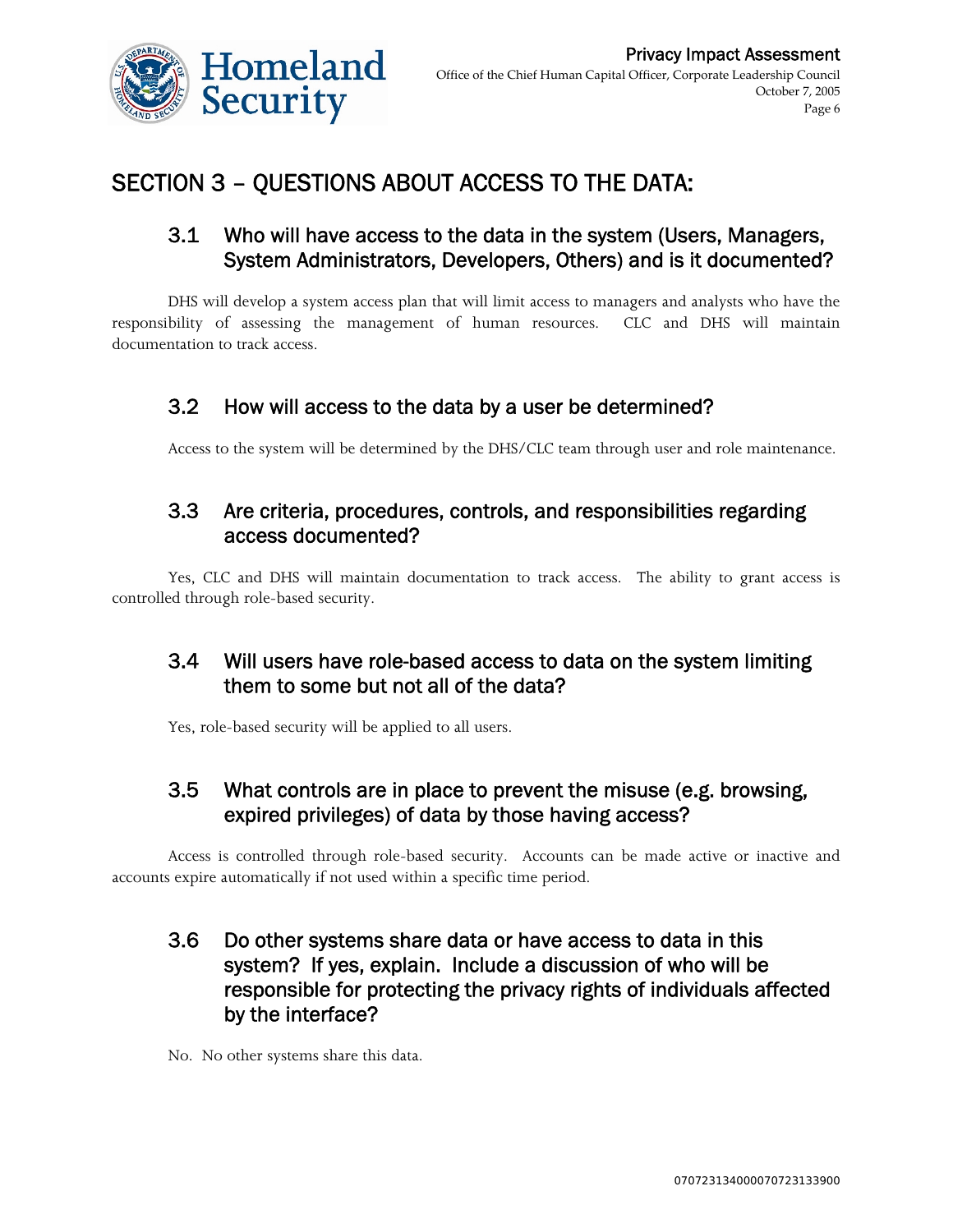## SECTION 3 – QUESTIONS ABOUT ACCESS TO THE DATA:

### 3.1 Who will have access to the data in the system (Users, Managers, System Administrators, Developers, Others) and is it documented?

DHS will develop a system access plan that will limit access to managers and analysts who have the responsibility of assessing the management of human resources. CLC and DHS will maintain documentation to track access.

### 3.2 How will access to the data by a user be determined?

Access to the system will be determined by the DHS/CLC team through user and role maintenance.

### 3.3 Are criteria, procedures, controls, and responsibilities regarding access documented?

Yes, CLC and DHS will maintain documentation to track access. The ability to grant access is controlled through role-based security.

### 3.4 Will users have role-based access to data on the system limiting them to some but not all of the data?

Yes, role-based security will be applied to all users.

### 3.5 What controls are in place to prevent the misuse (e.g. browsing, expired privileges) of data by those having access?

Access is controlled through role-based security. Accounts can be made active or inactive and accounts expire automatically if not used within a specific time period.

### 3.6 Do other systems share data or have access to data in this system? If yes, explain. Include a discussion of who will be responsible for protecting the privacy rights of individuals affected by the interface?

No. No other systems share this data.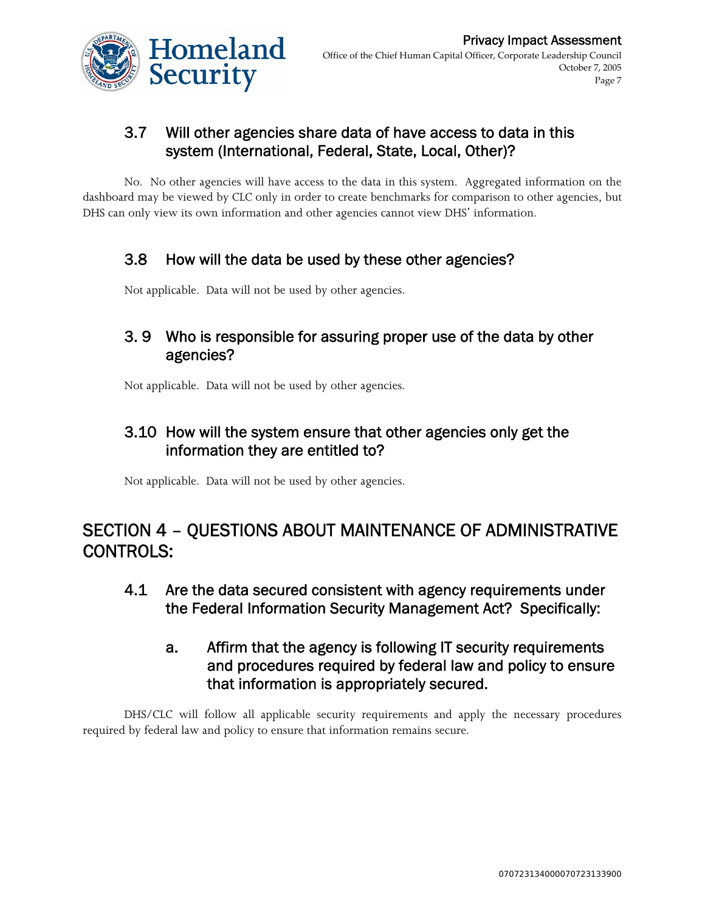### 3.7 Will other agencies share data of have access to data in this system (International, Federal, State, Local, Other)?

No. No other agencies will have access to the data in this system. Aggregated information on the dashboard may be viewed by CLC only in order to create benchmarks for comparison to other agencies, but DHS can only view its own information and other agencies cannot view DHS' information.

### 3.8 How will the data be used by these other agencies?

Not applicable. Data will not be used by other agencies.

### 3. 9 Who is responsible for assuring proper use of the data by other agencies?

Not applicable. Data will not be used by other agencies.

### 3.10 How will the system ensure that other agencies only get the information they are entitled to?

Not applicable. Data will not be used by other agencies.

## SECTION 4 – QUESTIONS ABOUT MAINTENANCE OF ADMINISTRATIVE CONTROLS:

### 4.1 Are the data secured consistent with agency requirements under the Federal Information Security Management Act? Specifically:

#### a. Affirm that the agency is following IT security requirements and procedures required by federal law and policy to ensure that information is appropriately secured.

DHS/CLC will follow all applicable security requirements and apply the necessary procedures required by federal law and policy to ensure that information remains secure.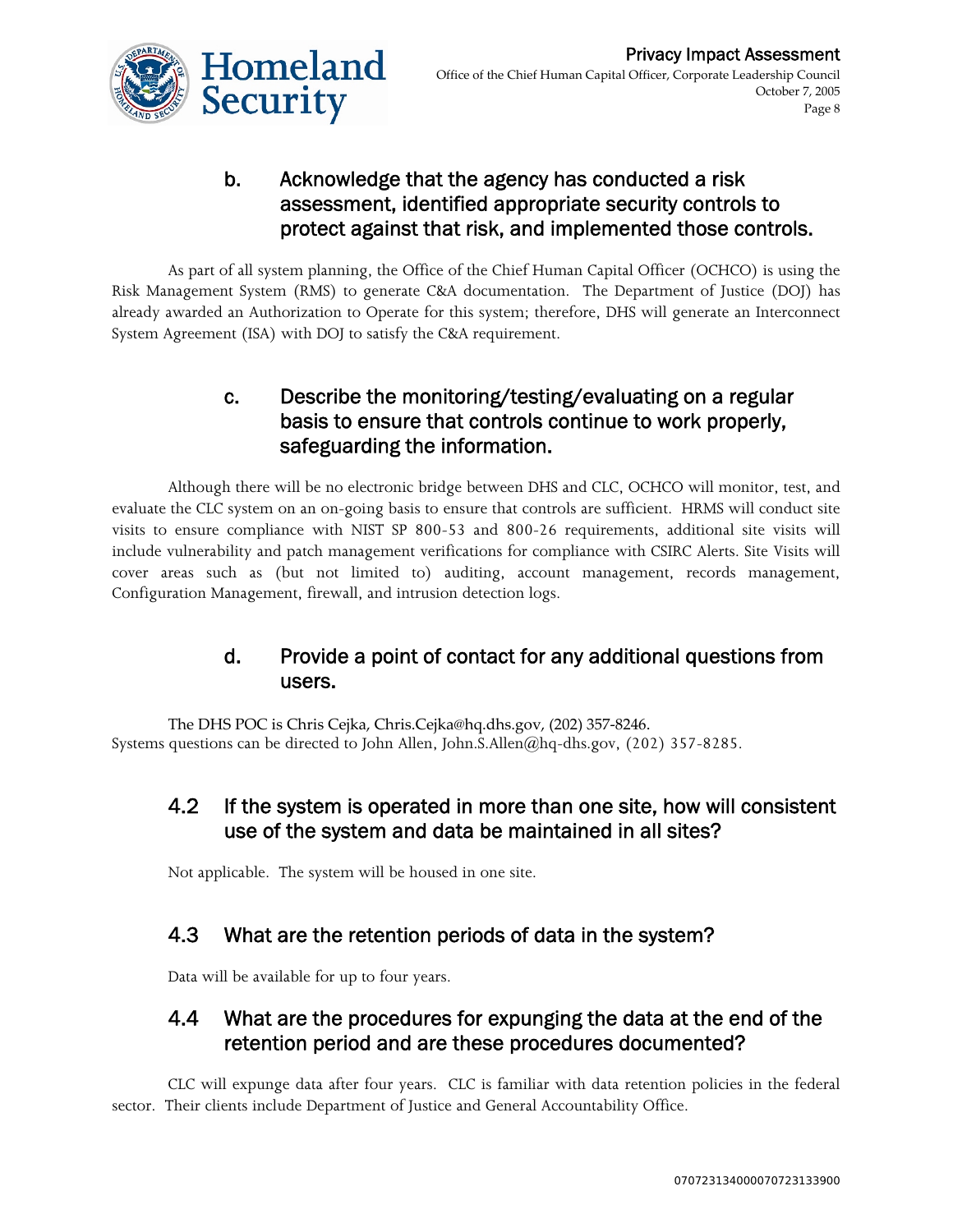### b. Acknowledge that the agency has conducted a risk assessment, identified appropriate security controls to protect against that risk, and implemented those controls.

As part of all system planning, the Office of the Chief Human Capital Officer (OCHCO) is using the Risk Management System (RMS) to generate C&A documentation. The Department of Justice (DOJ) has already awarded an Authorization to Operate for this system; therefore, DHS will generate an Interconnect System Agreement (ISA) with DOJ to satisfy the C&A requirement.

### c. Describe the monitoring/testing/evaluating on a regular basis to ensure that controls continue to work properly, safeguarding the information.

Although there will be no electronic bridge between DHS and CLC, OCHCO will monitor, test, and evaluate the CLC system on an on-going basis to ensure that controls are sufficient. HRMS will conduct site visits to ensure compliance with NIST SP 800-53 and 800-26 requirements, additional site visits will include vulnerability and patch management verifications for compliance with CSIRC Alerts. Site Visits will cover areas such as (but not limited to) auditing, account management, records management, Configuration Management, firewall, and intrusion detection logs.

### d. Provide a point of contact for any additional questions from users.

The DHS POC is Chris Cejka, Chris.Cejka@hq.dhs.gov, (202) 357-8246.
Systems questions can be directed to John Allen, John.S.Allen@hq-dhs.gov, (202) 357-8285.

## 4.2 If the system is operated in more than one site, how will consistent use of the system and data be maintained in all sites?

Not applicable. The system will be housed in one site.

## 4.3 What are the retention periods of data in the system?

Data will be available for up to four years.

## 4.4 What are the procedures for expunging the data at the end of the retention period and are these procedures documented?

CLC will expunge data after four years. CLC is familiar with data retention policies in the federal sector. Their clients include Department of Justice and General Accountability Office.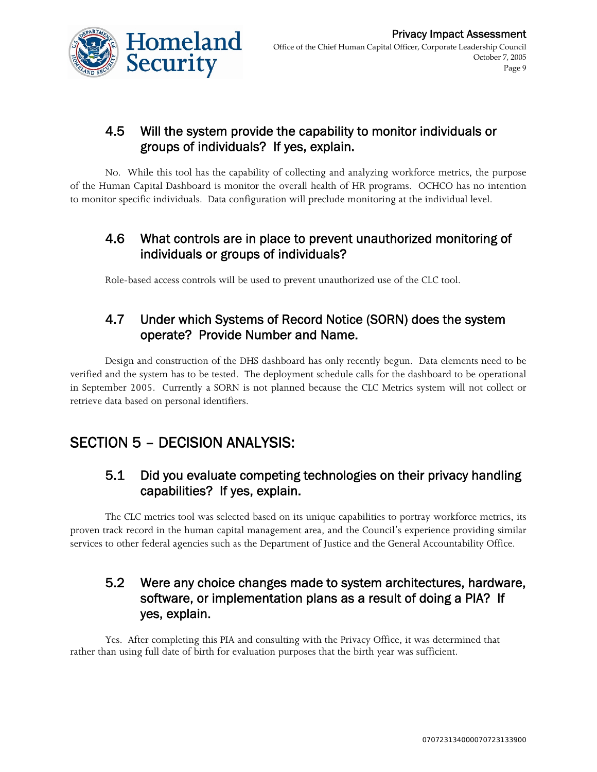### 4.5 Will the system provide the capability to monitor individuals or groups of individuals? If yes, explain.

No. While this tool has the capability of collecting and analyzing workforce metrics, the purpose of the Human Capital Dashboard is monitor the overall health of HR programs. OCHCO has no intention to monitor specific individuals. Data configuration will preclude monitoring at the individual level.

### 4.6 What controls are in place to prevent unauthorized monitoring of individuals or groups of individuals?

Role-based access controls will be used to prevent unauthorized use of the CLC tool.

### 4.7 Under which Systems of Record Notice (SORN) does the system operate? Provide Number and Name.

Design and construction of the DHS dashboard has only recently begun. Data elements need to be verified and the system has to be tested. The deployment schedule calls for the dashboard to be operational in September 2005. Currently a SORN is not planned because the CLC Metrics system will not collect or retrieve data based on personal identifiers.

## SECTION 5 – DECISION ANALYSIS:

### 5.1 Did you evaluate competing technologies on their privacy handling capabilities? If yes, explain.

The CLC metrics tool was selected based on its unique capabilities to portray workforce metrics, its proven track record in the human capital management area, and the Council's experience providing similar services to other federal agencies such as the Department of Justice and the General Accountability Office.

### 5.2 Were any choice changes made to system architectures, hardware, software, or implementation plans as a result of doing a PIA? If yes, explain.

Yes. After completing this PIA and consulting with the Privacy Office, it was determined that rather than using full date of birth for evaluation purposes that the birth year was sufficient.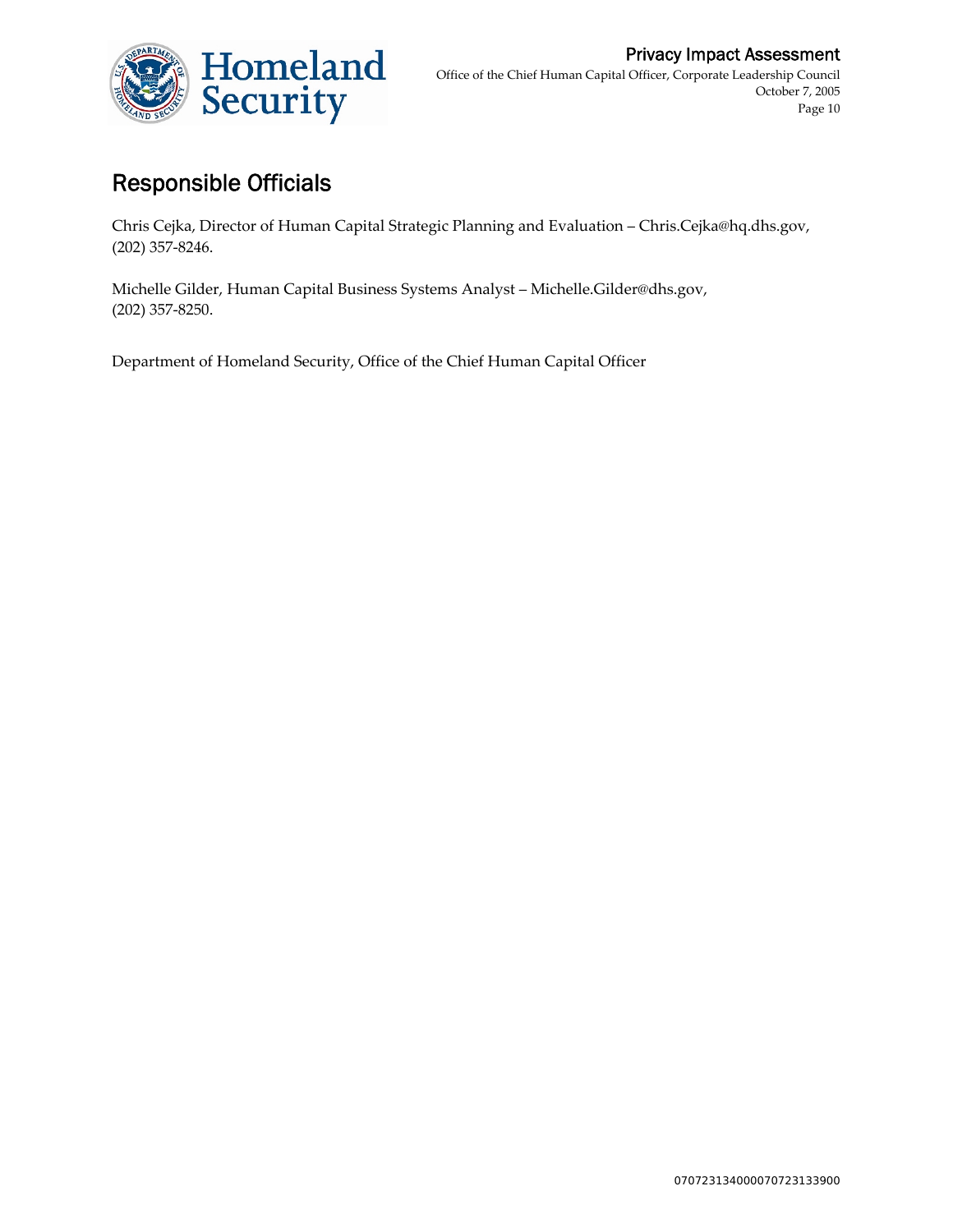## Responsible Officials

Chris Cejka, Director of Human Capital Strategic Planning and Evaluation – Chris.Cejka@hq.dhs.gov, (202) 357-8246.

Michelle Gilder, Human Capital Business Systems Analyst – Michelle.Gilder@dhs.gov, (202) 357-8250.

Department of Homeland Security, Office of the Chief Human Capital Officer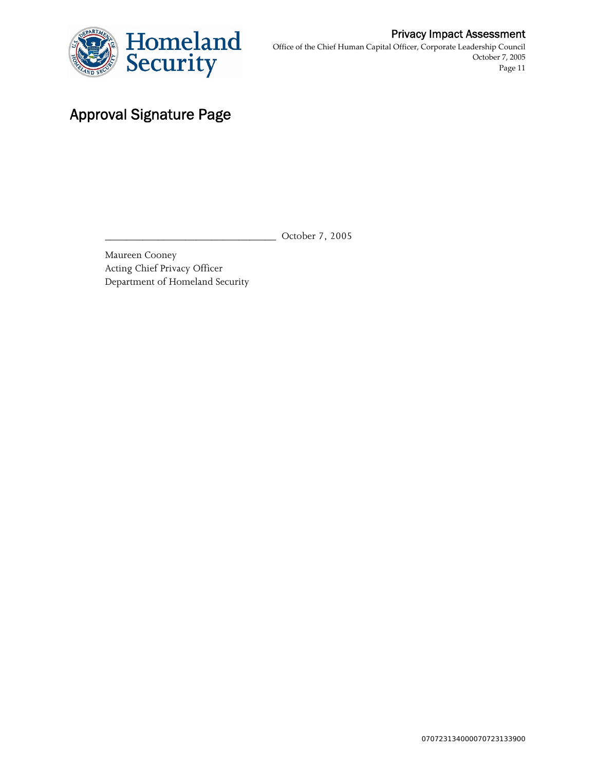## Approval Signature Page

________________________________ October 7, 2005

Maureen Cooney
Acting Chief Privacy Officer
Department of Homeland Security

070723134000070723133900